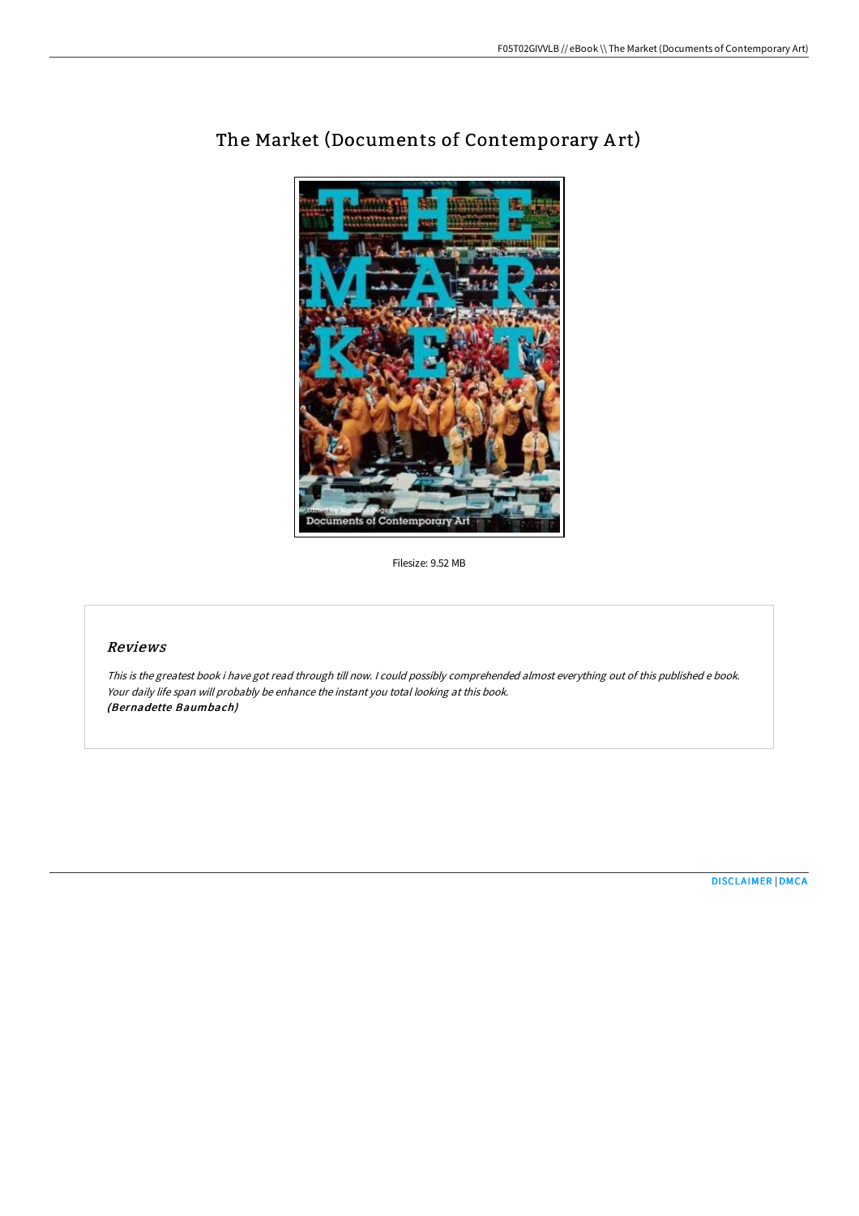# The Market (Documents of Contemporary Art)

Filesize: 9.52 MB

## *Reviews*

*This is the greatest book i have got read through till now. I could possibly comprehended almost everything out of this published e book. Your daily life span will probably be enhance the instant you total looking at this book.*
*(Bernadette Baumbach)*

DISCLAIMER | DMCA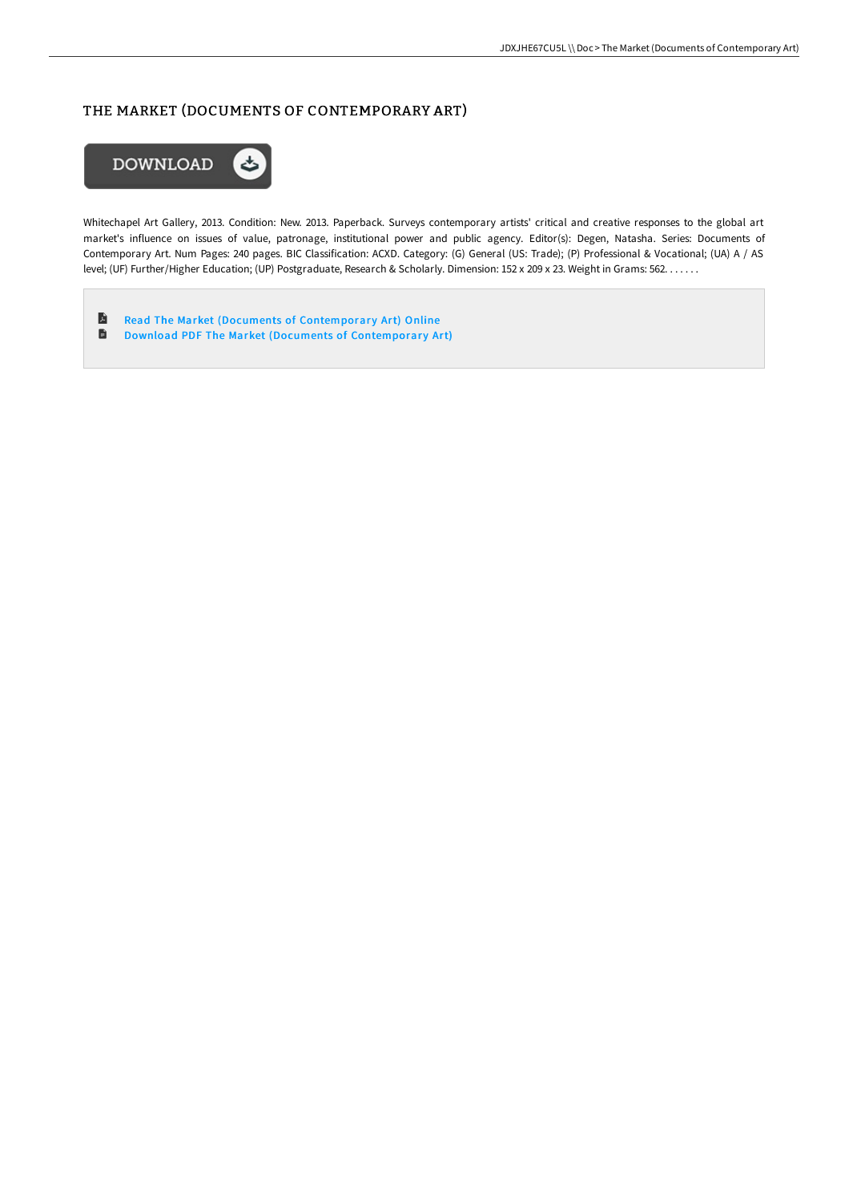# THE MARKET (DOCUMENTS OF CONTEMPORARY ART)

DOWNLOAD

Whitechapel Art Gallery, 2013. Condition: New. 2013. Paperback. Surveys contemporary artists' critical and creative responses to the global art market's influence on issues of value, patronage, institutional power and public agency. Editor(s): Degen, Natasha. Series: Documents of Contemporary Art. Num Pages: 240 pages. BIC Classification: ACXD. Category: (G) General (US: Trade); (P) Professional & Vocational; (UA) A / AS level; (UF) Further/Higher Education; (UP) Postgraduate, Research & Scholarly. Dimension: 152 x 209 x 23. Weight in Grams: 562. . . . . . .

- Read The Market (Documents of Contemporary Art) Online
- Download PDF The Market (Documents of Contemporary Art)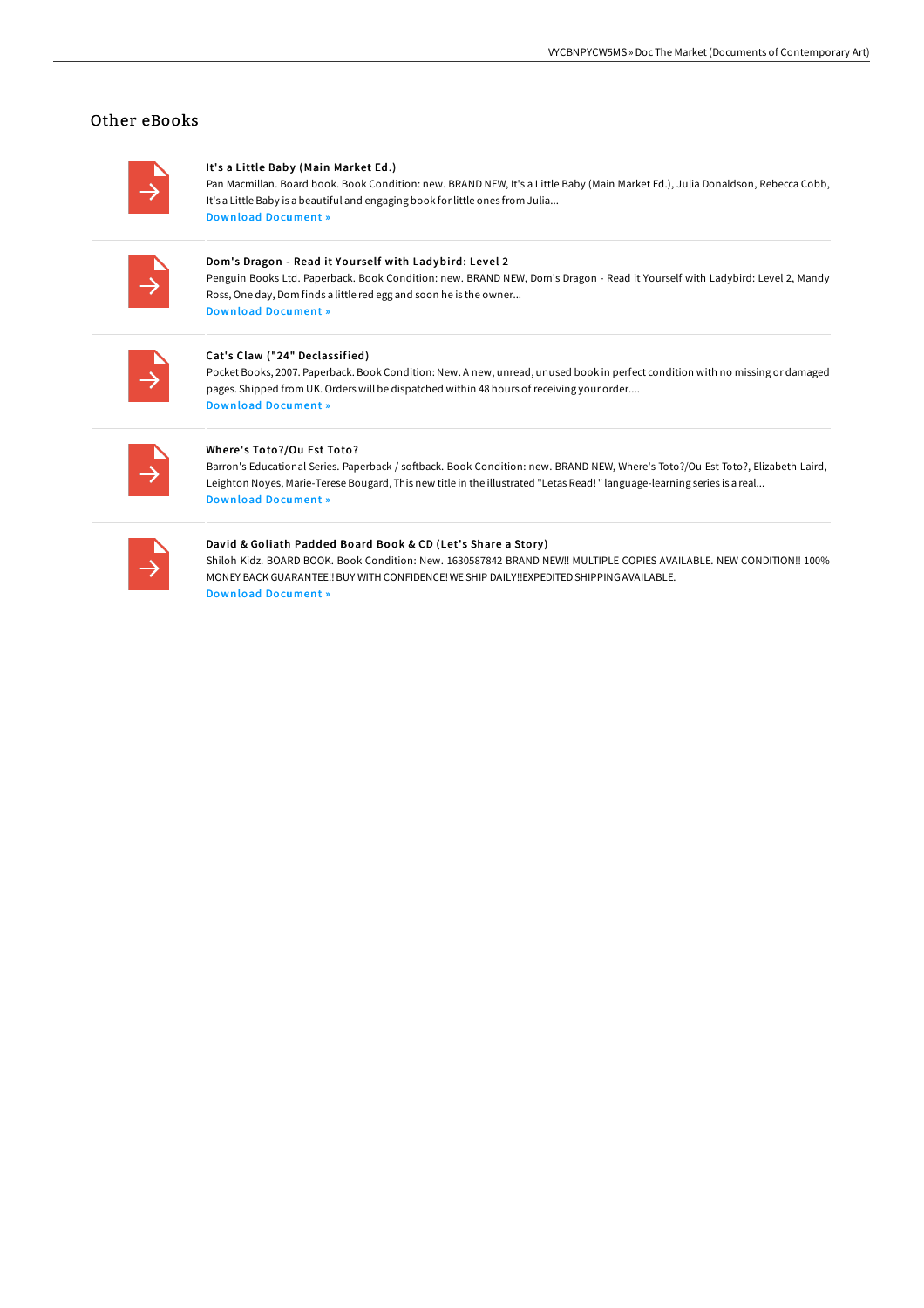## Other eBooks

### It's a Little Baby (Main Market Ed.)

Pan Macmillan. Board book. Book Condition: new. BRAND NEW, It's a Little Baby (Main Market Ed.), Julia Donaldson, Rebecca Cobb, It's a Little Baby is a beautiful and engaging book for little ones from Julia...

Download Document »

### Dom's Dragon - Read it Yourself with Ladybird: Level 2

Penguin Books Ltd. Paperback. Book Condition: new. BRAND NEW, Dom's Dragon - Read it Yourself with Ladybird: Level 2, Mandy Ross, One day, Dom finds a little red egg and soon he is the owner...

Download Document »

### Cat's Claw ("24" Declassified)

Pocket Books, 2007. Paperback. Book Condition: New. A new, unread, unused book in perfect condition with no missing or damaged pages. Shipped from UK. Orders will be dispatched within 48 hours of receiving your order....

Download Document »

### Where's Toto?/Ou Est Toto?

Barron's Educational Series. Paperback / softback. Book Condition: new. BRAND NEW, Where's Toto?/Ou Est Toto?, Elizabeth Laird, Leighton Noyes, Marie-Terese Bougard, This new title in the illustrated "Letas Read! " language-learning series is a real...

Download Document »

### David & Goliath Padded Board Book & CD (Let's Share a Story)

Shiloh Kidz. BOARD BOOK. Book Condition: New. 1630587842 BRAND NEW!! MULTIPLE COPIES AVAILABLE. NEW CONDITION!! 100% MONEY BACK GUARANTEE!! BUY WITH CONFIDENCE! WE SHIP DAILY!!EXPEDITED SHIPPING AVAILABLE.

Download Document »